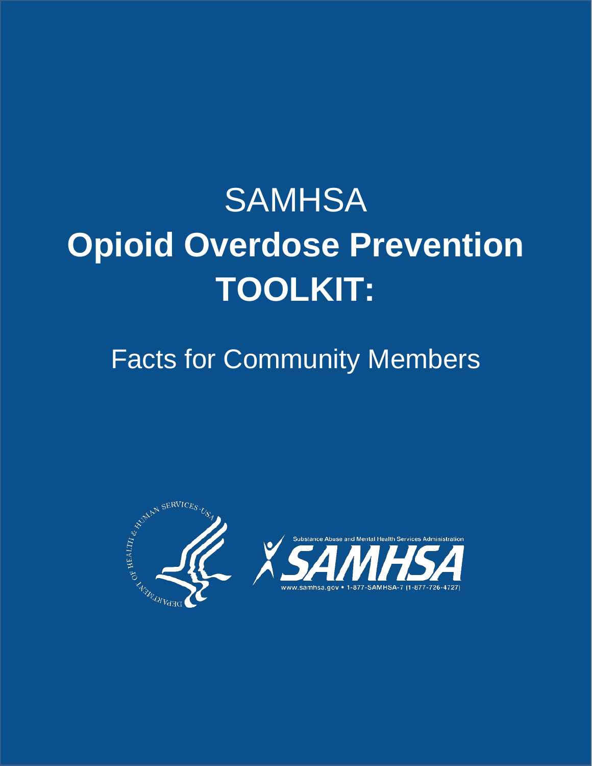# SAMHSA

# Opioid Overdose Prevention TOOLKIT:

## Facts for Community Members

DEPARTMENT OF HEALTH & HUMAN SERVICES · USA

Substance Abuse and Mental Health Services Administration

SAMHSA

www.samhsa.gov • 1-877-SAMHSA-7 (1-877-726-4727)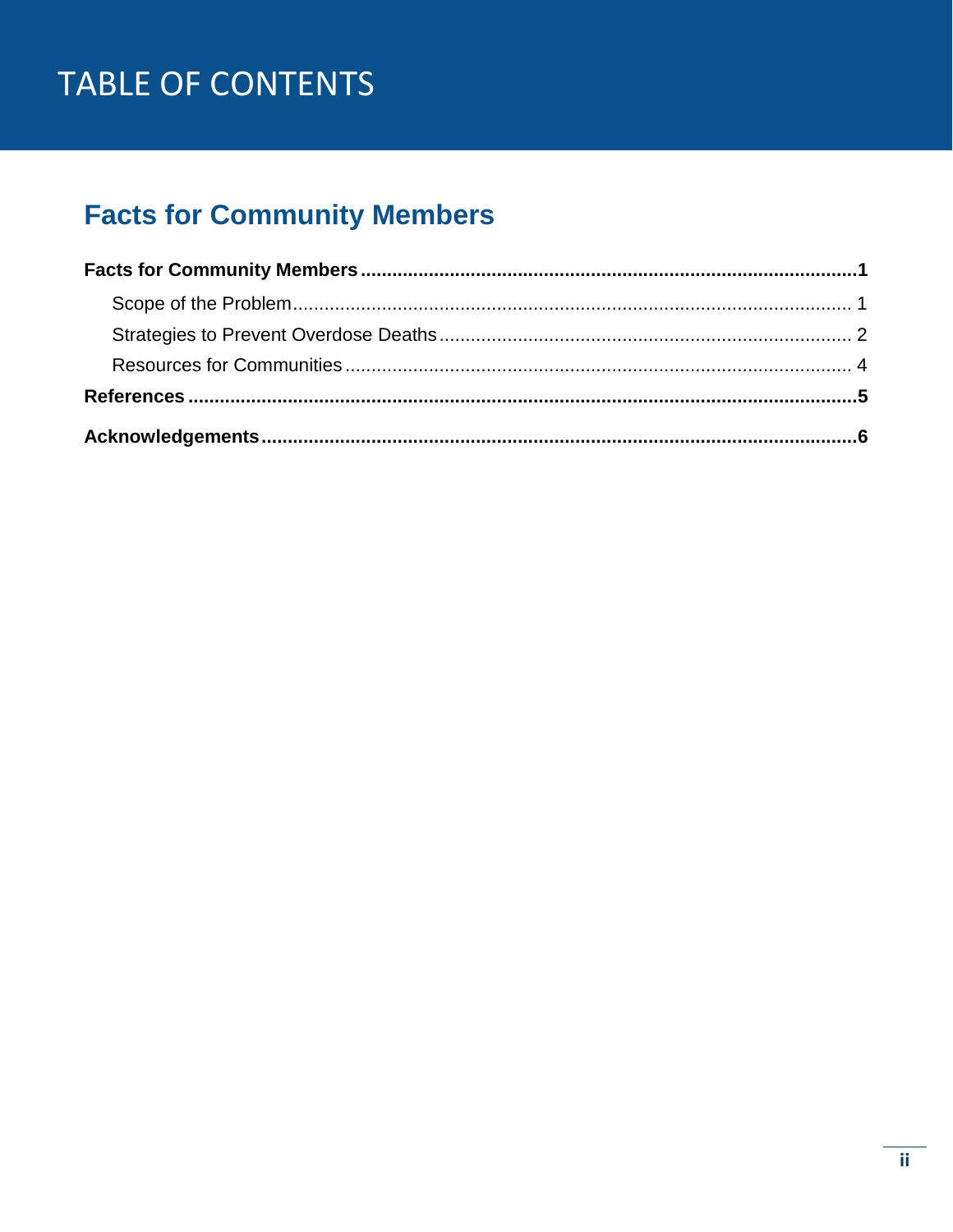# TABLE OF CONTENTS

## Facts for Community Members

**Facts for Community Members** ............................................................................................**1**

- Scope of the Problem ........................................................................................................ 1
- Strategies to Prevent Overdose Deaths ............................................................................. 2
- Resources for Communities .............................................................................................. 4

**References** ..............................................................................................................................**5**

**Acknowledgements** ...............................................................................................................**6**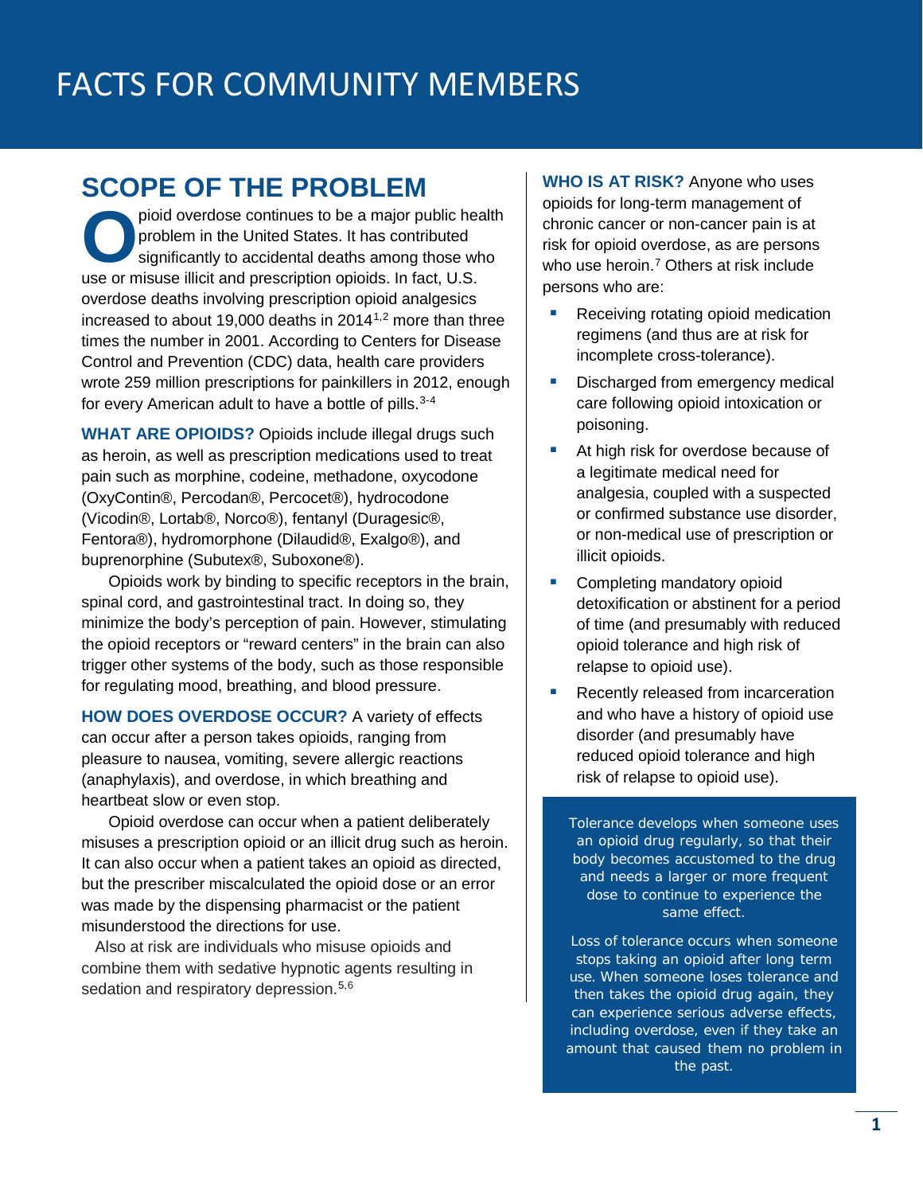# FACTS FOR COMMUNITY MEMBERS

## SCOPE OF THE PROBLEM

Opioid overdose continues to be a major public health problem in the United States. It has contributed significantly to accidental deaths among those who use or misuse illicit and prescription opioids. In fact, U.S. overdose deaths involving prescription opioid analgesics increased to about 19,000 deaths in 2014[1,2] more than three times the number in 2001. According to Centers for Disease Control and Prevention (CDC) data, health care providers wrote 259 million prescriptions for painkillers in 2012, enough for every American adult to have a bottle of pills.[3-4]

**WHAT ARE OPIOIDS?** Opioids include illegal drugs such as heroin, as well as prescription medications used to treat pain such as morphine, codeine, methadone, oxycodone (OxyContin®, Percodan®, Percocet®), hydrocodone (Vicodin®, Lortab®, Norco®), fentanyl (Duragesic®, Fentora®), hydromorphone (Dilaudid®, Exalgo®), and buprenorphine (Subutex®, Suboxone®).

Opioids work by binding to specific receptors in the brain, spinal cord, and gastrointestinal tract. In doing so, they minimize the body's perception of pain. However, stimulating the opioid receptors or "reward centers" in the brain can also trigger other systems of the body, such as those responsible for regulating mood, breathing, and blood pressure.

**HOW DOES OVERDOSE OCCUR?** A variety of effects can occur after a person takes opioids, ranging from pleasure to nausea, vomiting, severe allergic reactions (anaphylaxis), and overdose, in which breathing and heartbeat slow or even stop.

Opioid overdose can occur when a patient deliberately misuses a prescription opioid or an illicit drug such as heroin. It can also occur when a patient takes an opioid as directed, but the prescriber miscalculated the opioid dose or an error was made by the dispensing pharmacist or the patient misunderstood the directions for use.

Also at risk are individuals who misuse opioids and combine them with sedative hypnotic agents resulting in sedation and respiratory depression.[5,6]

**WHO IS AT RISK?** Anyone who uses opioids for long-term management of chronic cancer or non-cancer pain is at risk for opioid overdose, as are persons who use heroin.[7] Others at risk include persons who are:

- Receiving rotating opioid medication regimens (and thus are at risk for incomplete cross-tolerance).
- Discharged from emergency medical care following opioid intoxication or poisoning.
- At high risk for overdose because of a legitimate medical need for analgesia, coupled with a suspected or confirmed substance use disorder, or non-medical use of prescription or illicit opioids.
- Completing mandatory opioid detoxification or abstinent for a period of time (and presumably with reduced opioid tolerance and high risk of relapse to opioid use).
- Recently released from incarceration and who have a history of opioid use disorder (and presumably have reduced opioid tolerance and high risk of relapse to opioid use).

> Tolerance develops when someone uses an opioid drug regularly, so that their body becomes accustomed to the drug and needs a larger or more frequent dose to continue to experience the same effect.
>
> Loss of tolerance occurs when someone stops taking an opioid after long term use. When someone loses tolerance and then takes the opioid drug again, they can experience serious adverse effects, including overdose, even if they take an amount that caused them no problem in the past.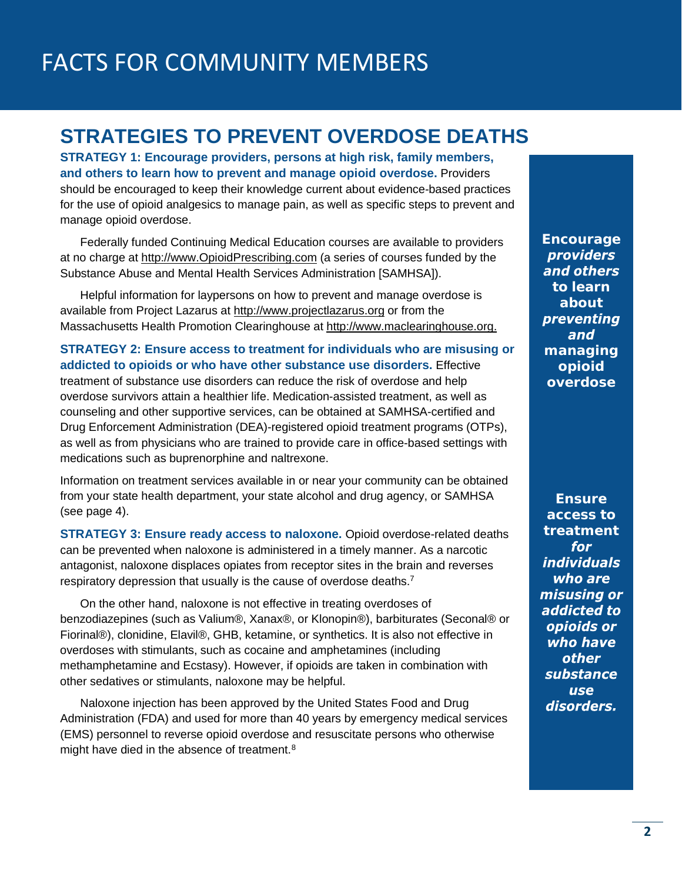# FACTS FOR COMMUNITY MEMBERS

## STRATEGIES TO PREVENT OVERDOSE DEATHS

**STRATEGY 1: Encourage providers, persons at high risk, family members, and others to learn how to prevent and manage opioid overdose.** Providers should be encouraged to keep their knowledge current about evidence-based practices for the use of opioid analgesics to manage pain, as well as specific steps to prevent and manage opioid overdose.

Federally funded Continuing Medical Education courses are available to providers at no charge at http://www.OpioidPrescribing.com (a series of courses funded by the Substance Abuse and Mental Health Services Administration [SAMHSA]).

Helpful information for laypersons on how to prevent and manage overdose is available from Project Lazarus at http://www.projectlazarus.org or from the Massachusetts Health Promotion Clearinghouse at http://www.maclearinghouse.org.

**STRATEGY 2: Ensure access to treatment for individuals who are misusing or addicted to opioids or who have other substance use disorders.** Effective treatment of substance use disorders can reduce the risk of overdose and help overdose survivors attain a healthier life. Medication-assisted treatment, as well as counseling and other supportive services, can be obtained at SAMHSA-certified and Drug Enforcement Administration (DEA)-registered opioid treatment programs (OTPs), as well as from physicians who are trained to provide care in office-based settings with medications such as buprenorphine and naltrexone.

Information on treatment services available in or near your community can be obtained from your state health department, your state alcohol and drug agency, or SAMHSA (see page 4).

**STRATEGY 3: Ensure ready access to naloxone.** Opioid overdose-related deaths can be prevented when naloxone is administered in a timely manner. As a narcotic antagonist, naloxone displaces opiates from receptor sites in the brain and reverses respiratory depression that usually is the cause of overdose deaths.[7]

On the other hand, naloxone is not effective in treating overdoses of benzodiazepines (such as Valium®, Xanax®, or Klonopin®), barbiturates (Seconal® or Fiorinal®), clonidine, Elavil®, GHB, ketamine, or synthetics. It is also not effective in overdoses with stimulants, such as cocaine and amphetamines (including methamphetamine and Ecstasy). However, if opioids are taken in combination with other sedatives or stimulants, naloxone may be helpful.

Naloxone injection has been approved by the United States Food and Drug Administration (FDA) and used for more than 40 years by emergency medical services (EMS) personnel to reverse opioid overdose and resuscitate persons who otherwise might have died in the absence of treatment.[8]

**Encourage *providers and others* to learn about *preventing and* managing opioid overdose**

**Ensure access to treatment *for individuals who are misusing or addicted to opioids or who have other substance use disorders.***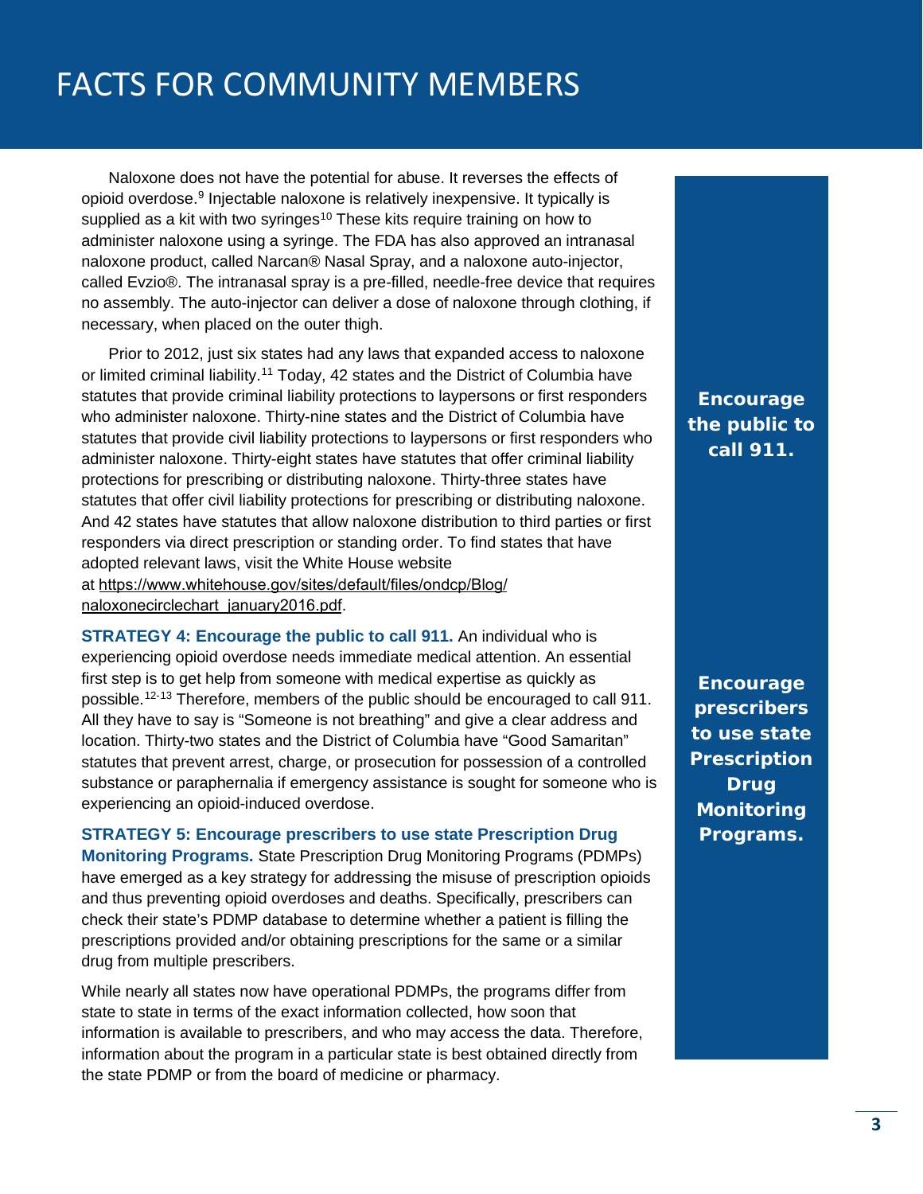# FACTS FOR COMMUNITY MEMBERS

Naloxone does not have the potential for abuse. It reverses the effects of opioid overdose.[9] Injectable naloxone is relatively inexpensive. It typically is supplied as a kit with two syringes[10] These kits require training on how to administer naloxone using a syringe. The FDA has also approved an intranasal naloxone product, called Narcan® Nasal Spray, and a naloxone auto-injector, called Evzio®. The intranasal spray is a pre-filled, needle-free device that requires no assembly. The auto-injector can deliver a dose of naloxone through clothing, if necessary, when placed on the outer thigh.

Prior to 2012, just six states had any laws that expanded access to naloxone or limited criminal liability.[11] Today, 42 states and the District of Columbia have statutes that provide criminal liability protections to laypersons or first responders who administer naloxone. Thirty-nine states and the District of Columbia have statutes that provide civil liability protections to laypersons or first responders who administer naloxone. Thirty-eight states have statutes that offer criminal liability protections for prescribing or distributing naloxone. Thirty-three states have statutes that offer civil liability protections for prescribing or distributing naloxone. And 42 states have statutes that allow naloxone distribution to third parties or first responders via direct prescription or standing order. To find states that have adopted relevant laws, visit the White House website at https://www.whitehouse.gov/sites/default/files/ondcp/Blog/naloxonecirclechart_january2016.pdf.

**STRATEGY 4: Encourage the public to call 911.** An individual who is experiencing opioid overdose needs immediate medical attention. An essential first step is to get help from someone with medical expertise as quickly as possible.[12-13] Therefore, members of the public should be encouraged to call 911. All they have to say is "Someone is not breathing" and give a clear address and location. Thirty-two states and the District of Columbia have "Good Samaritan" statutes that prevent arrest, charge, or prosecution for possession of a controlled substance or paraphernalia if emergency assistance is sought for someone who is experiencing an opioid-induced overdose.

**STRATEGY 5: Encourage prescribers to use state Prescription Drug Monitoring Programs.** State Prescription Drug Monitoring Programs (PDMPs) have emerged as a key strategy for addressing the misuse of prescription opioids and thus preventing opioid overdoses and deaths. Specifically, prescribers can check their state's PDMP database to determine whether a patient is filling the prescriptions provided and/or obtaining prescriptions for the same or a similar drug from multiple prescribers.

While nearly all states now have operational PDMPs, the programs differ from state to state in terms of the exact information collected, how soon that information is available to prescribers, and who may access the data. Therefore, information about the program in a particular state is best obtained directly from the state PDMP or from the board of medicine or pharmacy.

**Encourage the public to call 911.**

**Encourage prescribers to use state Prescription Drug Monitoring Programs.**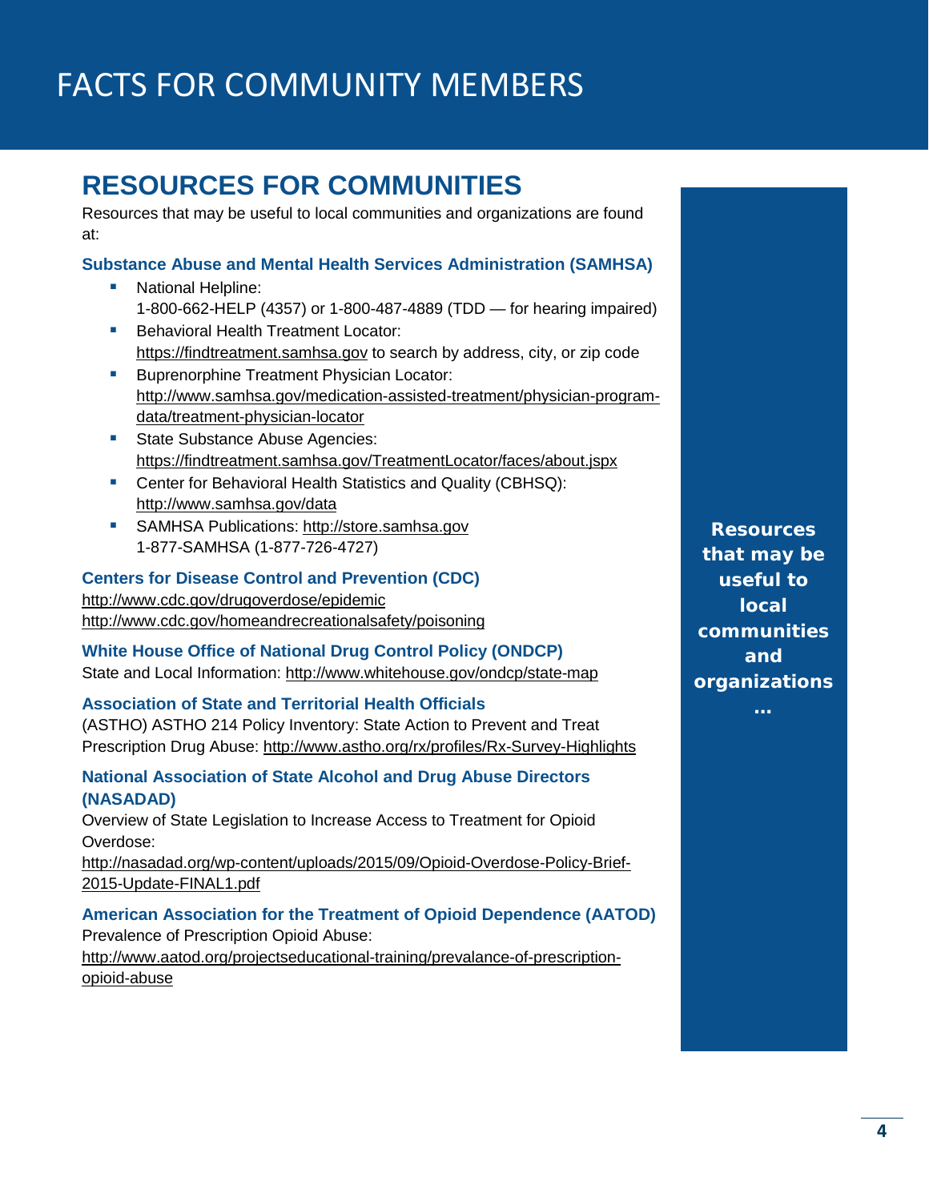# FACTS FOR COMMUNITY MEMBERS

## RESOURCES FOR COMMUNITIES

Resources that may be useful to local communities and organizations are found at:

### Substance Abuse and Mental Health Services Administration (SAMHSA)

- National Helpline:
  1-800-662-HELP (4357) or 1-800-487-4889 (TDD — for hearing impaired)
- Behavioral Health Treatment Locator:
  https://findtreatment.samhsa.gov to search by address, city, or zip code
- Buprenorphine Treatment Physician Locator:
  http://www.samhsa.gov/medication-assisted-treatment/physician-program-data/treatment-physician-locator
- State Substance Abuse Agencies:
  https://findtreatment.samhsa.gov/TreatmentLocator/faces/about.jspx
- Center for Behavioral Health Statistics and Quality (CBHSQ):
  http://www.samhsa.gov/data
- SAMHSA Publications: http://store.samhsa.gov
  1-877-SAMHSA (1-877-726-4727)

### Centers for Disease Control and Prevention (CDC)

http://www.cdc.gov/drugoverdose/epidemic
http://www.cdc.gov/homeandrecreationalsafety/poisoning

### White House Office of National Drug Control Policy (ONDCP)

State and Local Information: http://www.whitehouse.gov/ondcp/state-map

### Association of State and Territorial Health Officials

(ASTHO) ASTHO 214 Policy Inventory: State Action to Prevent and Treat Prescription Drug Abuse: http://www.astho.org/rx/profiles/Rx-Survey-Highlights

### National Association of State Alcohol and Drug Abuse Directors (NASADAD)

Overview of State Legislation to Increase Access to Treatment for Opioid Overdose:
http://nasadad.org/wp-content/uploads/2015/09/Opioid-Overdose-Policy-Brief-2015-Update-FINAL1.pdf

### American Association for the Treatment of Opioid Dependence (AATOD)

Prevalence of Prescription Opioid Abuse:
http://www.aatod.org/projectseducational-training/prevalance-of-prescription-opioid-abuse

**Resources that may be useful to local communities and organizations …**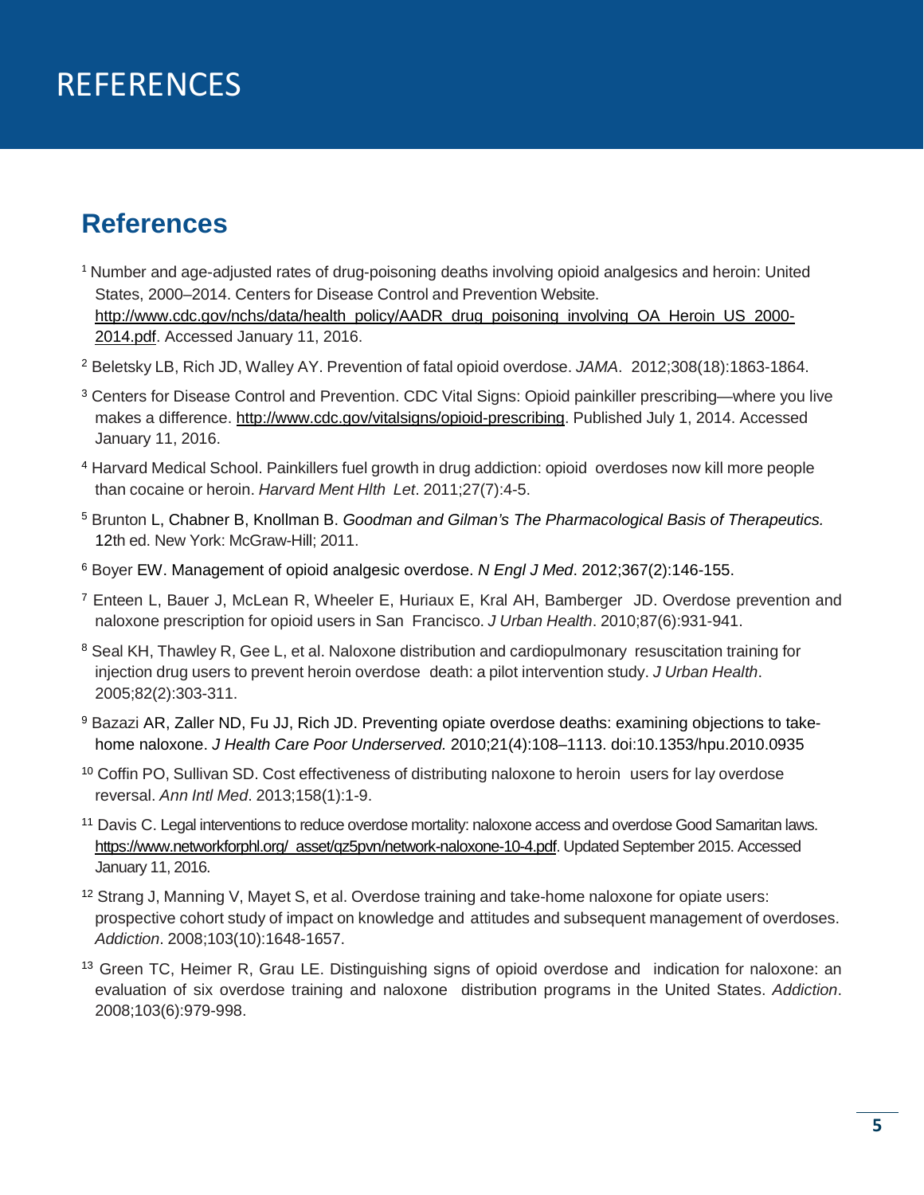# REFERENCES

## References

[1] Number and age-adjusted rates of drug-poisoning deaths involving opioid analgesics and heroin: United States, 2000–2014. Centers for Disease Control and Prevention Website. http://www.cdc.gov/nchs/data/health_policy/AADR_drug_poisoning_involving_OA_Heroin_US_2000-2014.pdf. Accessed January 11, 2016.

[2] Beletsky LB, Rich JD, Walley AY. Prevention of fatal opioid overdose. *JAMA*. 2012;308(18):1863-1864.

[3] Centers for Disease Control and Prevention. CDC Vital Signs: Opioid painkiller prescribing—where you live makes a difference. http://www.cdc.gov/vitalsigns/opioid-prescribing. Published July 1, 2014. Accessed January 11, 2016.

[4] Harvard Medical School. Painkillers fuel growth in drug addiction: opioid overdoses now kill more people than cocaine or heroin. *Harvard Ment Hlth Let*. 2011;27(7):4-5.

[5] Brunton L, Chabner B, Knollman B. *Goodman and Gilman's The Pharmacological Basis of Therapeutics.* 12th ed. New York: McGraw-Hill; 2011.

[6] Boyer EW. Management of opioid analgesic overdose. *N Engl J Med*. 2012;367(2):146-155.

[7] Enteen L, Bauer J, McLean R, Wheeler E, Huriaux E, Kral AH, Bamberger JD. Overdose prevention and naloxone prescription for opioid users in San Francisco. *J Urban Health*. 2010;87(6):931-941.

[8] Seal KH, Thawley R, Gee L, et al. Naloxone distribution and cardiopulmonary resuscitation training for injection drug users to prevent heroin overdose death: a pilot intervention study. *J Urban Health*. 2005;82(2):303-311.

[9] Bazazi AR, Zaller ND, Fu JJ, Rich JD. Preventing opiate overdose deaths: examining objections to take-home naloxone. *J Health Care Poor Underserved.* 2010;21(4):108–1113. doi:10.1353/hpu.2010.0935

[10] Coffin PO, Sullivan SD. Cost effectiveness of distributing naloxone to heroin users for lay overdose reversal. *Ann Intl Med*. 2013;158(1):1-9.

[11] Davis C. Legal interventions to reduce overdose mortality: naloxone access and overdose Good Samaritan laws. https://www.networkforphl.org/_asset/qz5pvn/network-naloxone-10-4.pdf. Updated September 2015. Accessed January 11, 2016.

[12] Strang J, Manning V, Mayet S, et al. Overdose training and take-home naloxone for opiate users: prospective cohort study of impact on knowledge and attitudes and subsequent management of overdoses. *Addiction*. 2008;103(10):1648-1657.

[13] Green TC, Heimer R, Grau LE. Distinguishing signs of opioid overdose and indication for naloxone: an evaluation of six overdose training and naloxone distribution programs in the United States. *Addiction*. 2008;103(6):979-998.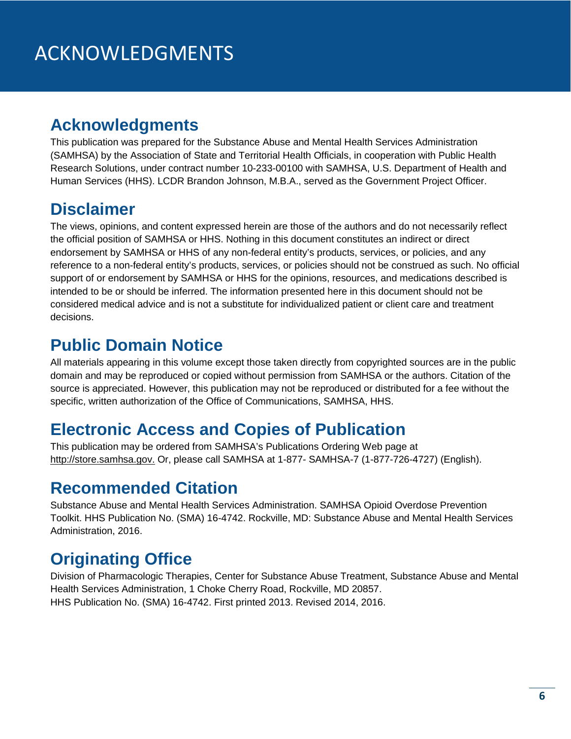# ACKNOWLEDGMENTS

## Acknowledgments

This publication was prepared for the Substance Abuse and Mental Health Services Administration (SAMHSA) by the Association of State and Territorial Health Officials, in cooperation with Public Health Research Solutions, under contract number 10-233-00100 with SAMHSA, U.S. Department of Health and Human Services (HHS). LCDR Brandon Johnson, M.B.A., served as the Government Project Officer.

## Disclaimer

The views, opinions, and content expressed herein are those of the authors and do not necessarily reflect the official position of SAMHSA or HHS. Nothing in this document constitutes an indirect or direct endorsement by SAMHSA or HHS of any non-federal entity's products, services, or policies, and any reference to a non-federal entity's products, services, or policies should not be construed as such. No official support of or endorsement by SAMHSA or HHS for the opinions, resources, and medications described is intended to be or should be inferred. The information presented here in this document should not be considered medical advice and is not a substitute for individualized patient or client care and treatment decisions.

## Public Domain Notice

All materials appearing in this volume except those taken directly from copyrighted sources are in the public domain and may be reproduced or copied without permission from SAMHSA or the authors. Citation of the source is appreciated. However, this publication may not be reproduced or distributed for a fee without the specific, written authorization of the Office of Communications, SAMHSA, HHS.

## Electronic Access and Copies of Publication

This publication may be ordered from SAMHSA's Publications Ordering Web page at http://store.samhsa.gov. Or, please call SAMHSA at 1-877- SAMHSA-7 (1-877-726-4727) (English).

## Recommended Citation

Substance Abuse and Mental Health Services Administration. SAMHSA Opioid Overdose Prevention Toolkit. HHS Publication No. (SMA) 16-4742. Rockville, MD: Substance Abuse and Mental Health Services Administration, 2016.

## Originating Office

Division of Pharmacologic Therapies, Center for Substance Abuse Treatment, Substance Abuse and Mental Health Services Administration, 1 Choke Cherry Road, Rockville, MD 20857.
HHS Publication No. (SMA) 16-4742. First printed 2013. Revised 2014, 2016.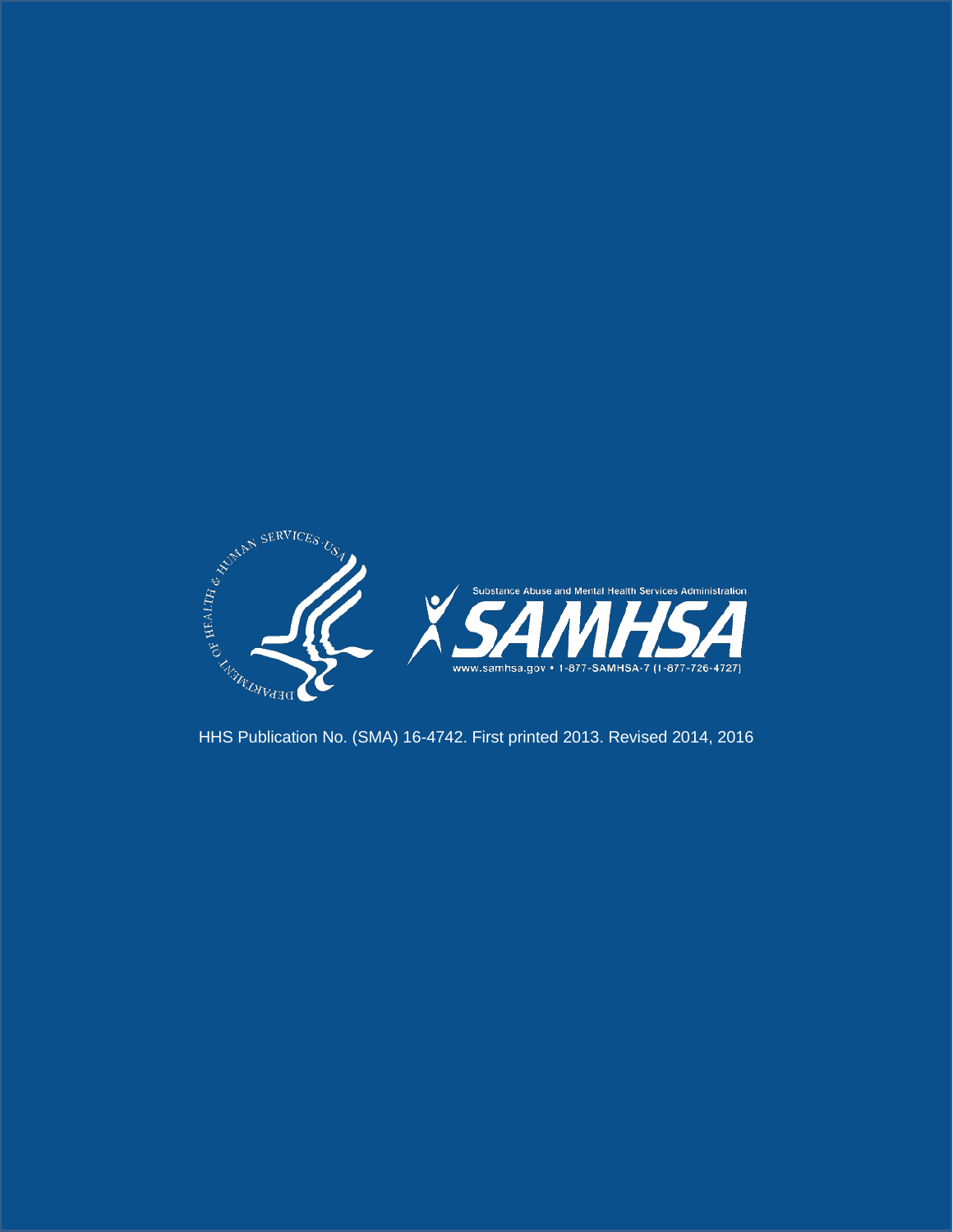Substance Abuse and Mental Health Services Administration

SAMHSA

www.samhsa.gov • 1-877-SAMHSA-7 (1-877-726-4727)

HHS Publication No. (SMA) 16-4742. First printed 2013. Revised 2014, 2016